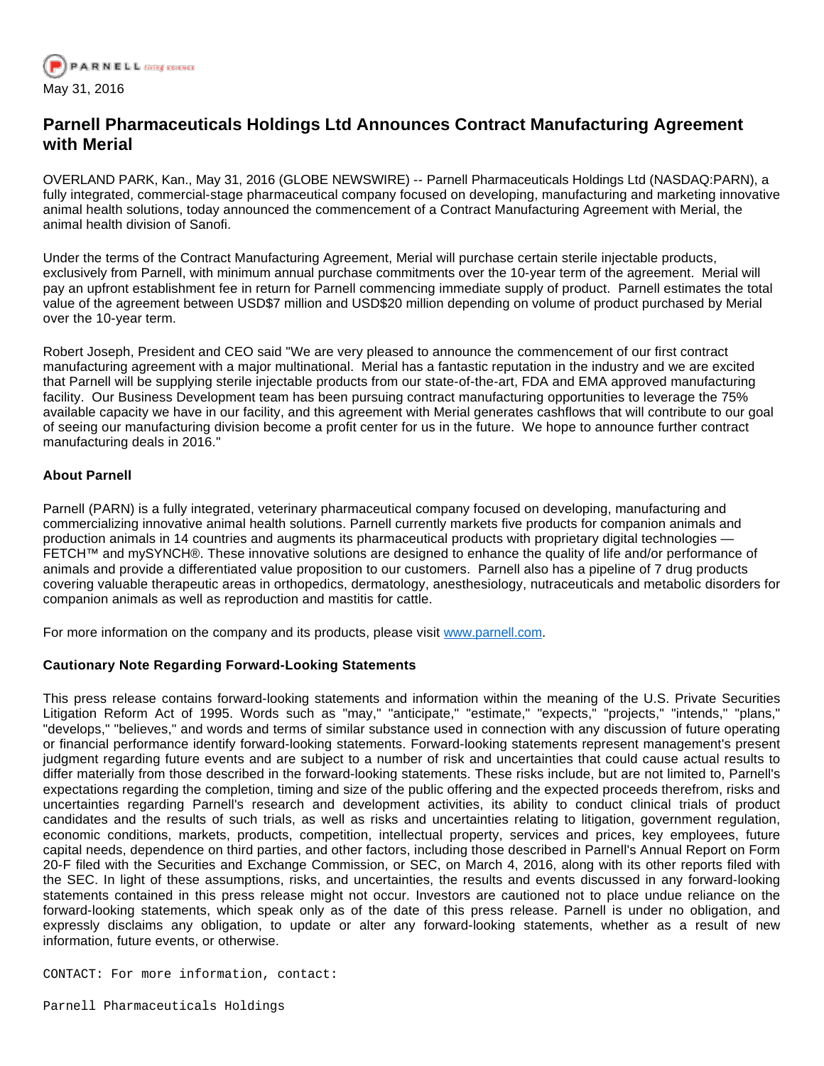May 31, 2016

# Parnell Pharmaceuticals Holdings Ltd Announces Contract Manufacturing Agreement with Merial

OVERLAND PARK, Kan., May 31, 2016 (GLOBE NEWSWIRE) -- Parnell Pharmaceuticals Holdings Ltd (NASDAQ:PARN), a fully integrated, commercial-stage pharmaceutical company focused on developing, manufacturing and marketing innovative animal health solutions, today announced the commencement of a Contract Manufacturing Agreement with Merial, the animal health division of Sanofi.

Under the terms of the Contract Manufacturing Agreement, Merial will purchase certain sterile injectable products, exclusively from Parnell, with minimum annual purchase commitments over the 10-year term of the agreement. Merial will pay an upfront establishment fee in return for Parnell commencing immediate supply of product. Parnell estimates the total value of the agreement between USD$7 million and USD$20 million depending on volume of product purchased by Merial over the 10-year term.

Robert Joseph, President and CEO said "We are very pleased to announce the commencement of our first contract manufacturing agreement with a major multinational. Merial has a fantastic reputation in the industry and we are excited that Parnell will be supplying sterile injectable products from our state-of-the-art, FDA and EMA approved manufacturing facility. Our Business Development team has been pursuing contract manufacturing opportunities to leverage the 75% available capacity we have in our facility, and this agreement with Merial generates cashflows that will contribute to our goal of seeing our manufacturing division become a profit center for us in the future. We hope to announce further contract manufacturing deals in 2016."

**About Parnell**

Parnell (PARN) is a fully integrated, veterinary pharmaceutical company focused on developing, manufacturing and commercializing innovative animal health solutions. Parnell currently markets five products for companion animals and production animals in 14 countries and augments its pharmaceutical products with proprietary digital technologies — FETCH™ and mySYNCH®. These innovative solutions are designed to enhance the quality of life and/or performance of animals and provide a differentiated value proposition to our customers. Parnell also has a pipeline of 7 drug products covering valuable therapeutic areas in orthopedics, dermatology, anesthesiology, nutraceuticals and metabolic disorders for companion animals as well as reproduction and mastitis for cattle.

For more information on the company and its products, please visit www.parnell.com.

**Cautionary Note Regarding Forward-Looking Statements**

This press release contains forward-looking statements and information within the meaning of the U.S. Private Securities Litigation Reform Act of 1995. Words such as "may," "anticipate," "estimate," "expects," "projects," "intends," "plans," "develops," "believes," and words and terms of similar substance used in connection with any discussion of future operating or financial performance identify forward-looking statements. Forward-looking statements represent management's present judgment regarding future events and are subject to a number of risk and uncertainties that could cause actual results to differ materially from those described in the forward-looking statements. These risks include, but are not limited to, Parnell's expectations regarding the completion, timing and size of the public offering and the expected proceeds therefrom, risks and uncertainties regarding Parnell's research and development activities, its ability to conduct clinical trials of product candidates and the results of such trials, as well as risks and uncertainties relating to litigation, government regulation, economic conditions, markets, products, competition, intellectual property, services and prices, key employees, future capital needs, dependence on third parties, and other factors, including those described in Parnell's Annual Report on Form 20-F filed with the Securities and Exchange Commission, or SEC, on March 4, 2016, along with its other reports filed with the SEC. In light of these assumptions, risks, and uncertainties, the results and events discussed in any forward-looking statements contained in this press release might not occur. Investors are cautioned not to place undue reliance on the forward-looking statements, which speak only as of the date of this press release. Parnell is under no obligation, and expressly disclaims any obligation, to update or alter any forward-looking statements, whether as a result of new information, future events, or otherwise.

```
CONTACT: For more information, contact:

Parnell Pharmaceuticals Holdings
```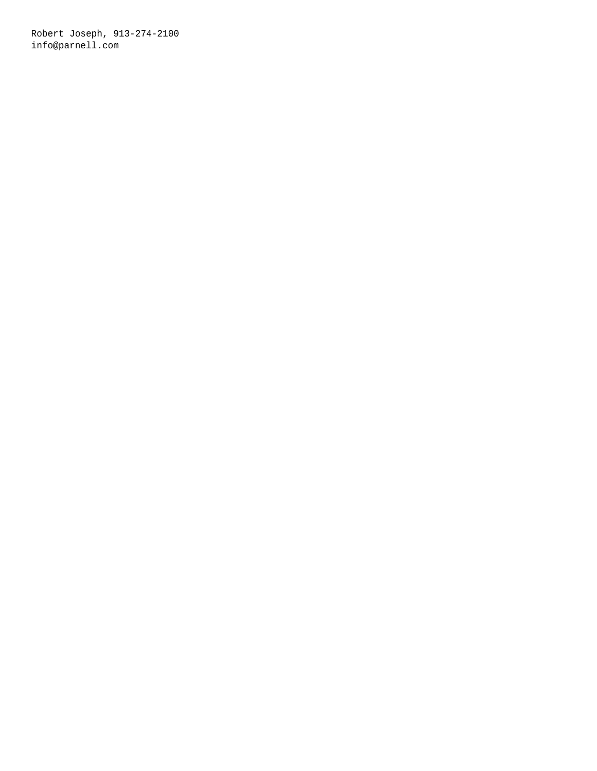Robert Joseph, 913-274-2100
info@parnell.com